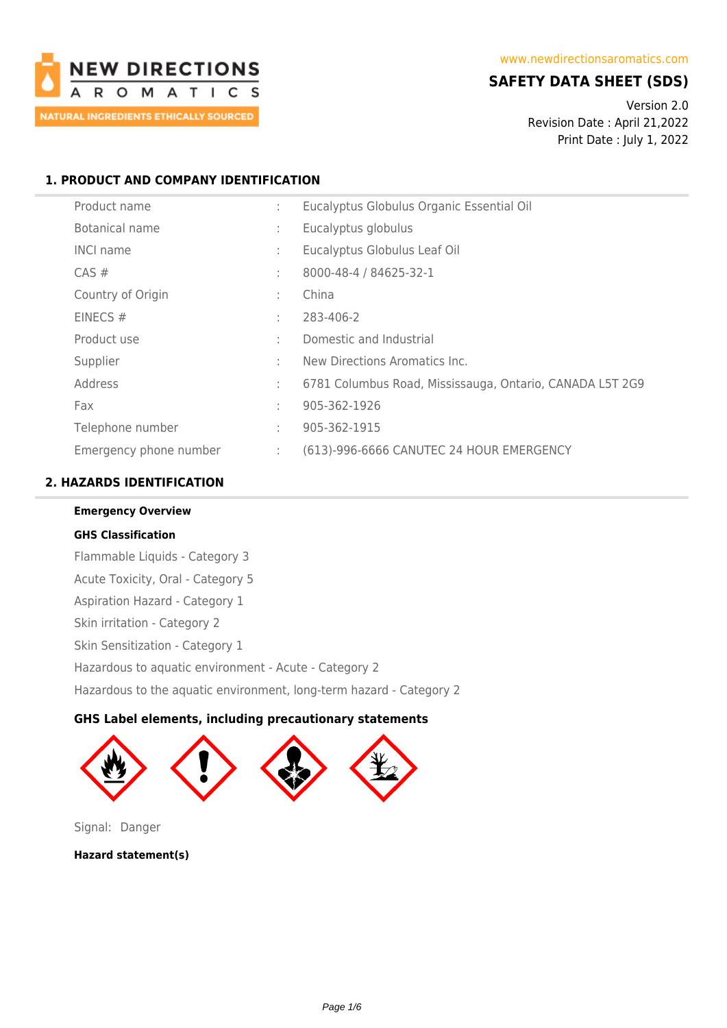NEW DIRECTIONS AROMATICS

NATURAL INGREDIENTS ETHICALLY SOURCED

www.newdirectionsaromatics.com

# SAFETY DATA SHEET (SDS)

Version 2.0
Revision Date : April 21,2022
Print Date : July 1, 2022

## 1. PRODUCT AND COMPANY IDENTIFICATION

| | | |
|---|---|---|
| Product name | : | Eucalyptus Globulus Organic Essential Oil |
| Botanical name | : | Eucalyptus globulus |
| INCI name | : | Eucalyptus Globulus Leaf Oil |
| CAS # | : | 8000-48-4 / 84625-32-1 |
| Country of Origin | : | China |
| EINECS # | : | 283-406-2 |
| Product use | : | Domestic and Industrial |
| Supplier | : | New Directions Aromatics Inc. |
| Address | : | 6781 Columbus Road, Mississauga, Ontario, CANADA L5T 2G9 |
| Fax | : | 905-362-1926 |
| Telephone number | : | 905-362-1915 |
| Emergency phone number | : | (613)-996-6666 CANUTEC 24 HOUR EMERGENCY |

## 2. HAZARDS IDENTIFICATION

**Emergency Overview**

**GHS Classification**

Flammable Liquids - Category 3

Acute Toxicity, Oral - Category 5

Aspiration Hazard - Category 1

Skin irritation - Category 2

Skin Sensitization - Category 1

Hazardous to aquatic environment - Acute - Category 2

Hazardous to the aquatic environment, long-term hazard - Category 2

**GHS Label elements, including precautionary statements**

Signal: Danger

**Hazard statement(s)**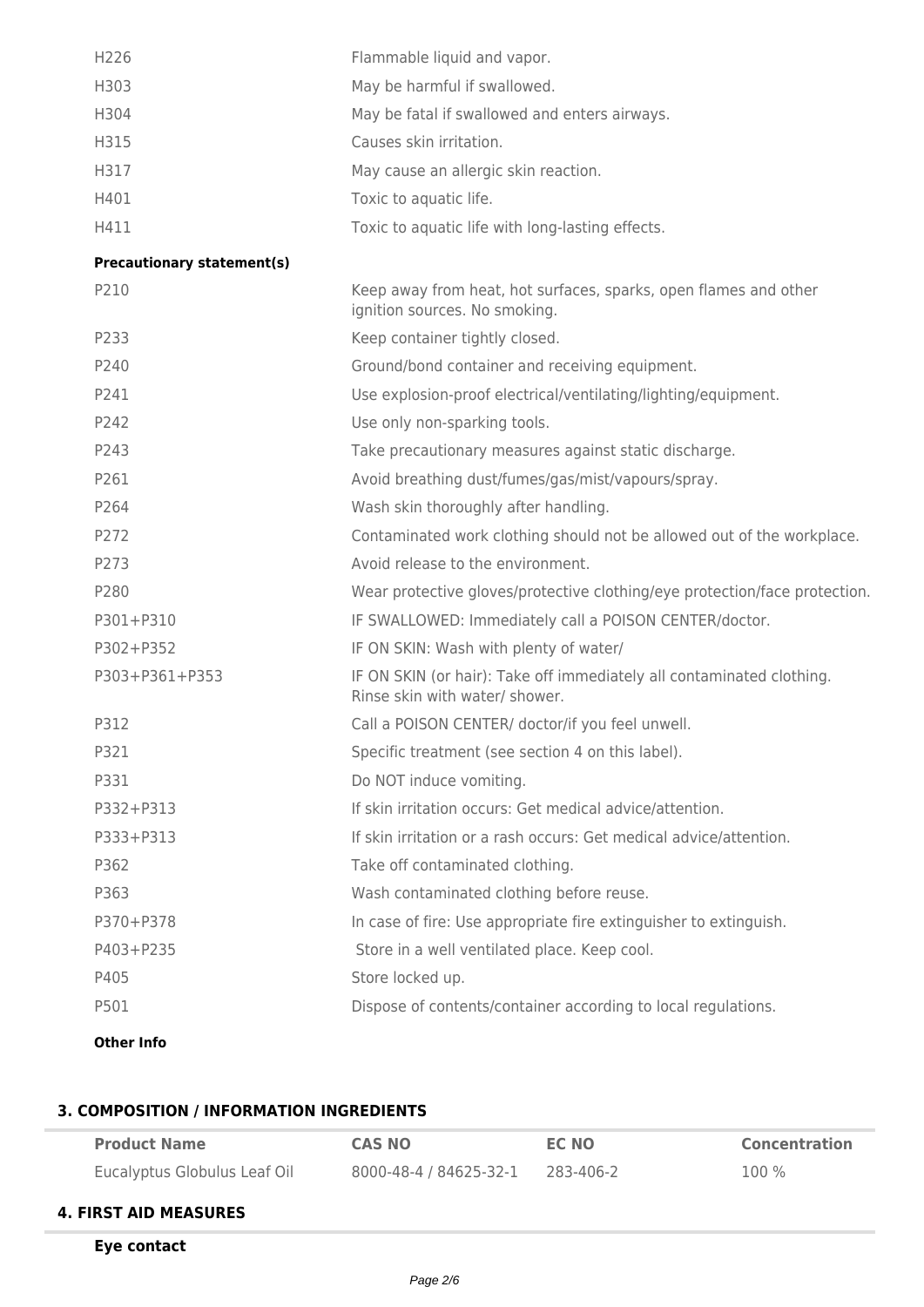| | |
|---|---|
| H226 | Flammable liquid and vapor. |
| H303 | May be harmful if swallowed. |
| H304 | May be fatal if swallowed and enters airways. |
| H315 | Causes skin irritation. |
| H317 | May cause an allergic skin reaction. |
| H401 | Toxic to aquatic life. |
| H411 | Toxic to aquatic life with long-lasting effects. |

**Precautionary statement(s)**

| | |
|---|---|
| P210 | Keep away from heat, hot surfaces, sparks, open flames and other ignition sources. No smoking. |
| P233 | Keep container tightly closed. |
| P240 | Ground/bond container and receiving equipment. |
| P241 | Use explosion-proof electrical/ventilating/lighting/equipment. |
| P242 | Use only non-sparking tools. |
| P243 | Take precautionary measures against static discharge. |
| P261 | Avoid breathing dust/fumes/gas/mist/vapours/spray. |
| P264 | Wash skin thoroughly after handling. |
| P272 | Contaminated work clothing should not be allowed out of the workplace. |
| P273 | Avoid release to the environment. |
| P280 | Wear protective gloves/protective clothing/eye protection/face protection. |
| P301+P310 | IF SWALLOWED: Immediately call a POISON CENTER/doctor. |
| P302+P352 | IF ON SKIN: Wash with plenty of water/ |
| P303+P361+P353 | IF ON SKIN (or hair): Take off immediately all contaminated clothing. Rinse skin with water/ shower. |
| P312 | Call a POISON CENTER/ doctor/if you feel unwell. |
| P321 | Specific treatment (see section 4 on this label). |
| P331 | Do NOT induce vomiting. |
| P332+P313 | If skin irritation occurs: Get medical advice/attention. |
| P333+P313 | If skin irritation or a rash occurs: Get medical advice/attention. |
| P362 | Take off contaminated clothing. |
| P363 | Wash contaminated clothing before reuse. |
| P370+P378 | In case of fire: Use appropriate fire extinguisher to extinguish. |
| P403+P235 | Store in a well ventilated place. Keep cool. |
| P405 | Store locked up. |
| P501 | Dispose of contents/container according to local regulations. |

**Other Info**

## 3. COMPOSITION / INFORMATION INGREDIENTS

| Product Name | CAS NO | EC NO | Concentration |
|---|---|---|---|
| Eucalyptus Globulus Leaf Oil | 8000-48-4 / 84625-32-1 | 283-406-2 | 100 % |

## 4. FIRST AID MEASURES

**Eye contact**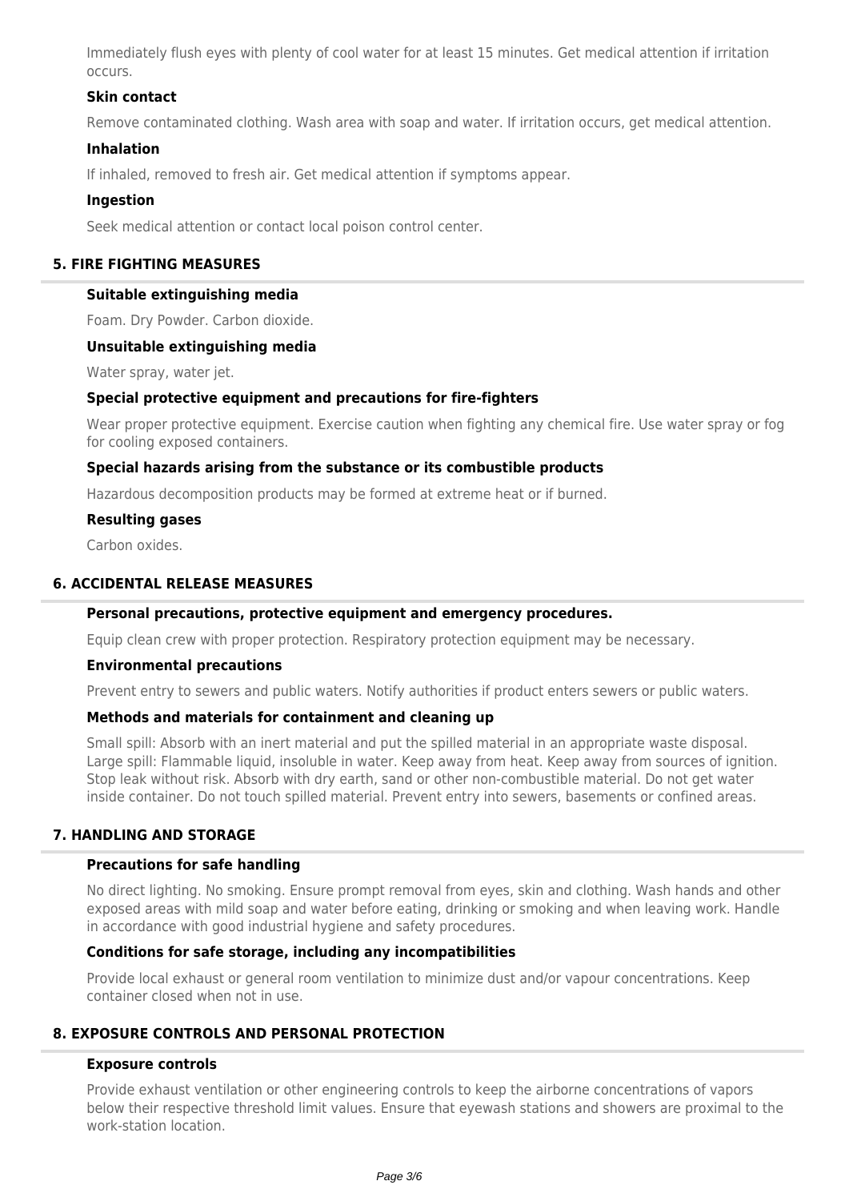Immediately flush eyes with plenty of cool water for at least 15 minutes. Get medical attention if irritation occurs.

**Skin contact**

Remove contaminated clothing. Wash area with soap and water. If irritation occurs, get medical attention.

**Inhalation**

If inhaled, removed to fresh air. Get medical attention if symptoms appear.

**Ingestion**

Seek medical attention or contact local poison control center.

## 5. FIRE FIGHTING MEASURES

**Suitable extinguishing media**

Foam. Dry Powder. Carbon dioxide.

**Unsuitable extinguishing media**

Water spray, water jet.

**Special protective equipment and precautions for fire-fighters**

Wear proper protective equipment. Exercise caution when fighting any chemical fire. Use water spray or fog for cooling exposed containers.

**Special hazards arising from the substance or its combustible products**

Hazardous decomposition products may be formed at extreme heat or if burned.

**Resulting gases**

Carbon oxides.

## 6. ACCIDENTAL RELEASE MEASURES

**Personal precautions, protective equipment and emergency procedures.**

Equip clean crew with proper protection. Respiratory protection equipment may be necessary.

**Environmental precautions**

Prevent entry to sewers and public waters. Notify authorities if product enters sewers or public waters.

**Methods and materials for containment and cleaning up**

Small spill: Absorb with an inert material and put the spilled material in an appropriate waste disposal. Large spill: Flammable liquid, insoluble in water. Keep away from heat. Keep away from sources of ignition. Stop leak without risk. Absorb with dry earth, sand or other non-combustible material. Do not get water inside container. Do not touch spilled material. Prevent entry into sewers, basements or confined areas.

## 7. HANDLING AND STORAGE

**Precautions for safe handling**

No direct lighting. No smoking. Ensure prompt removal from eyes, skin and clothing. Wash hands and other exposed areas with mild soap and water before eating, drinking or smoking and when leaving work. Handle in accordance with good industrial hygiene and safety procedures.

**Conditions for safe storage, including any incompatibilities**

Provide local exhaust or general room ventilation to minimize dust and/or vapour concentrations. Keep container closed when not in use.

## 8. EXPOSURE CONTROLS AND PERSONAL PROTECTION

**Exposure controls**

Provide exhaust ventilation or other engineering controls to keep the airborne concentrations of vapors below their respective threshold limit values. Ensure that eyewash stations and showers are proximal to the work-station location.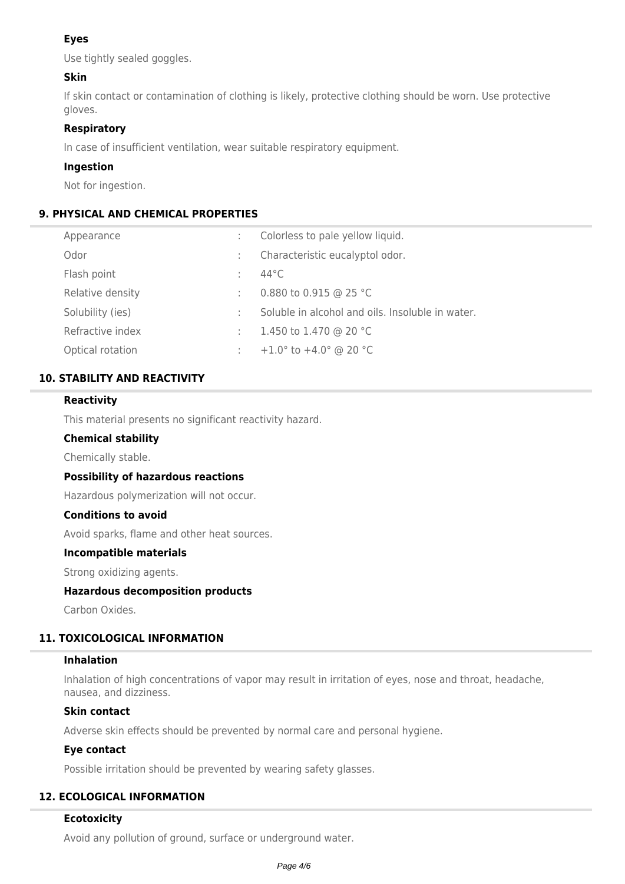### Eyes

Use tightly sealed goggles.

### Skin

If skin contact or contamination of clothing is likely, protective clothing should be worn. Use protective gloves.

### Respiratory

In case of insufficient ventilation, wear suitable respiratory equipment.

### Ingestion

Not for ingestion.

## 9. PHYSICAL AND CHEMICAL PROPERTIES

| | | |
|---|---|---|
| Appearance | : | Colorless to pale yellow liquid. |
| Odor | : | Characteristic eucalyptol odor. |
| Flash point | : | 44°C |
| Relative density | : | 0.880 to 0.915 @ 25 °C |
| Solubility (ies) | : | Soluble in alcohol and oils. Insoluble in water. |
| Refractive index | : | 1.450 to 1.470 @ 20 °C |
| Optical rotation | : | +1.0° to +4.0° @ 20 °C |

## 10. STABILITY AND REACTIVITY

### Reactivity

This material presents no significant reactivity hazard.

### Chemical stability

Chemically stable.

### Possibility of hazardous reactions

Hazardous polymerization will not occur.

### Conditions to avoid

Avoid sparks, flame and other heat sources.

### Incompatible materials

Strong oxidizing agents.

### Hazardous decomposition products

Carbon Oxides.

## 11. TOXICOLOGICAL INFORMATION

### Inhalation

Inhalation of high concentrations of vapor may result in irritation of eyes, nose and throat, headache, nausea, and dizziness.

### Skin contact

Adverse skin effects should be prevented by normal care and personal hygiene.

### Eye contact

Possible irritation should be prevented by wearing safety glasses.

## 12. ECOLOGICAL INFORMATION

### Ecotoxicity

Avoid any pollution of ground, surface or underground water.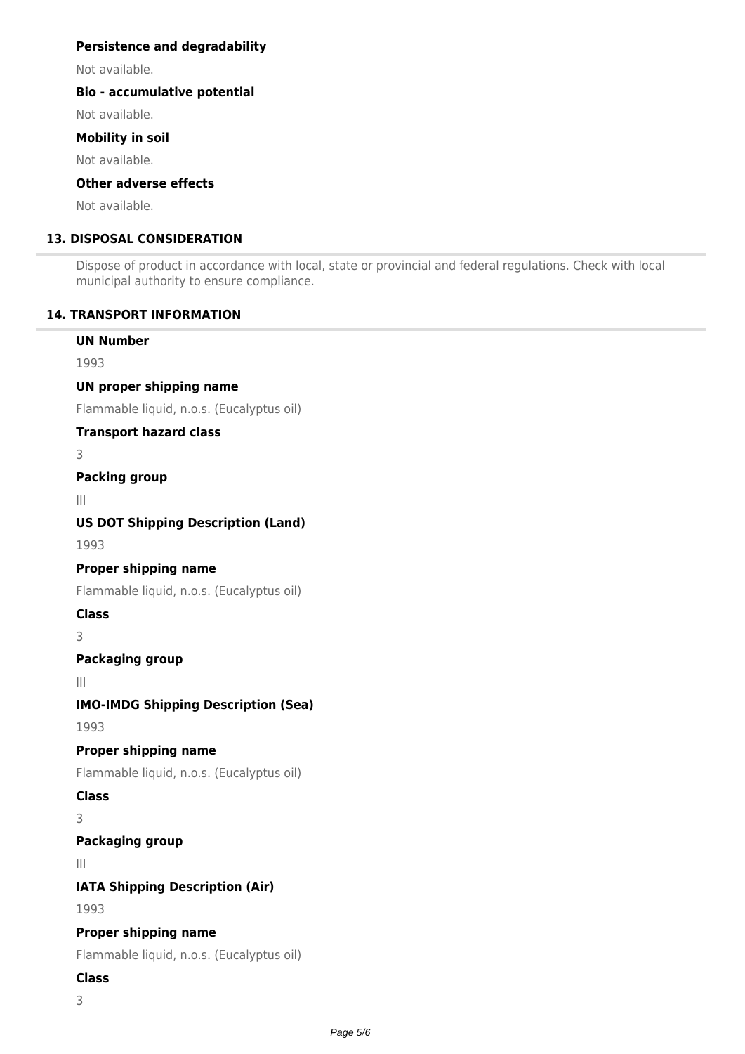**Persistence and degradability**

Not available.

**Bio - accumulative potential**

Not available.

**Mobility in soil**

Not available.

**Other adverse effects**

Not available.

## 13. DISPOSAL CONSIDERATION

Dispose of product in accordance with local, state or provincial and federal regulations. Check with local municipal authority to ensure compliance.

## 14. TRANSPORT INFORMATION

**UN Number**

1993

**UN proper shipping name**

Flammable liquid, n.o.s. (Eucalyptus oil)

**Transport hazard class**

3

**Packing group**

III

**US DOT Shipping Description (Land)**

1993

**Proper shipping name**

Flammable liquid, n.o.s. (Eucalyptus oil)

**Class**

3

**Packaging group**

III

**IMO-IMDG Shipping Description (Sea)**

1993

**Proper shipping name**

Flammable liquid, n.o.s. (Eucalyptus oil)

**Class**

3

**Packaging group**

III

**IATA Shipping Description (Air)**

1993

**Proper shipping name**

Flammable liquid, n.o.s. (Eucalyptus oil)

**Class**

3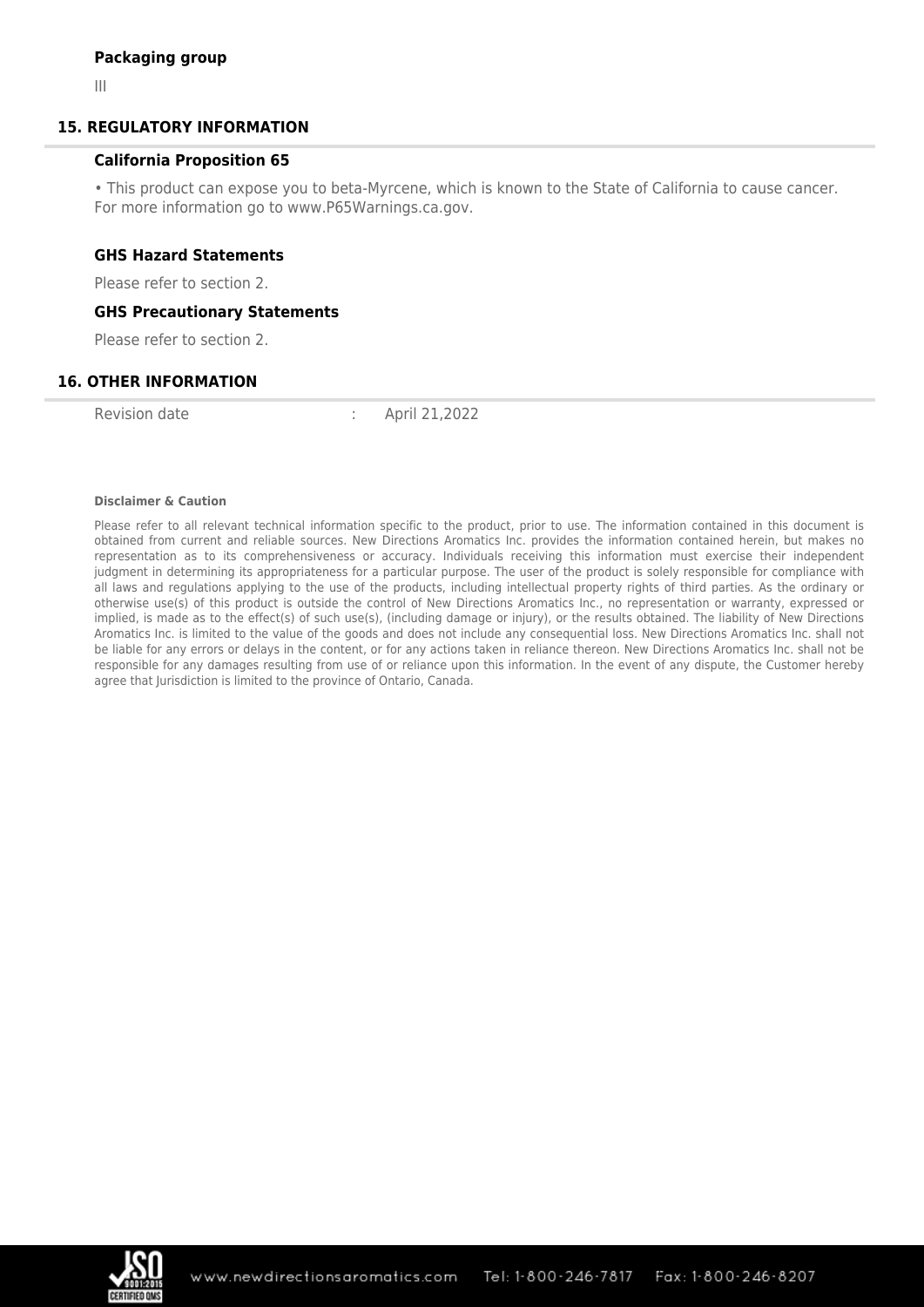### Packaging group

III

## 15. REGULATORY INFORMATION

### California Proposition 65

• This product can expose you to beta-Myrcene, which is known to the State of California to cause cancer. For more information go to www.P65Warnings.ca.gov.

### GHS Hazard Statements

Please refer to section 2.

### GHS Precautionary Statements

Please refer to section 2.

## 16. OTHER INFORMATION

| | | |
|---|---|---|
| Revision date | : | April 21,2022 |

**Disclaimer & Caution**

Please refer to all relevant technical information specific to the product, prior to use. The information contained in this document is obtained from current and reliable sources. New Directions Aromatics Inc. provides the information contained herein, but makes no representation as to its comprehensiveness or accuracy. Individuals receiving this information must exercise their independent judgment in determining its appropriateness for a particular purpose. The user of the product is solely responsible for compliance with all laws and regulations applying to the use of the products, including intellectual property rights of third parties. As the ordinary or otherwise use(s) of this product is outside the control of New Directions Aromatics Inc., no representation or warranty, expressed or implied, is made as to the effect(s) of such use(s), (including damage or injury), or the results obtained. The liability of New Directions Aromatics Inc. is limited to the value of the goods and does not include any consequential loss. New Directions Aromatics Inc. shall not be liable for any errors or delays in the content, or for any actions taken in reliance thereon. New Directions Aromatics Inc. shall not be responsible for any damages resulting from use of or reliance upon this information. In the event of any dispute, the Customer hereby agree that Jurisdiction is limited to the province of Ontario, Canada.